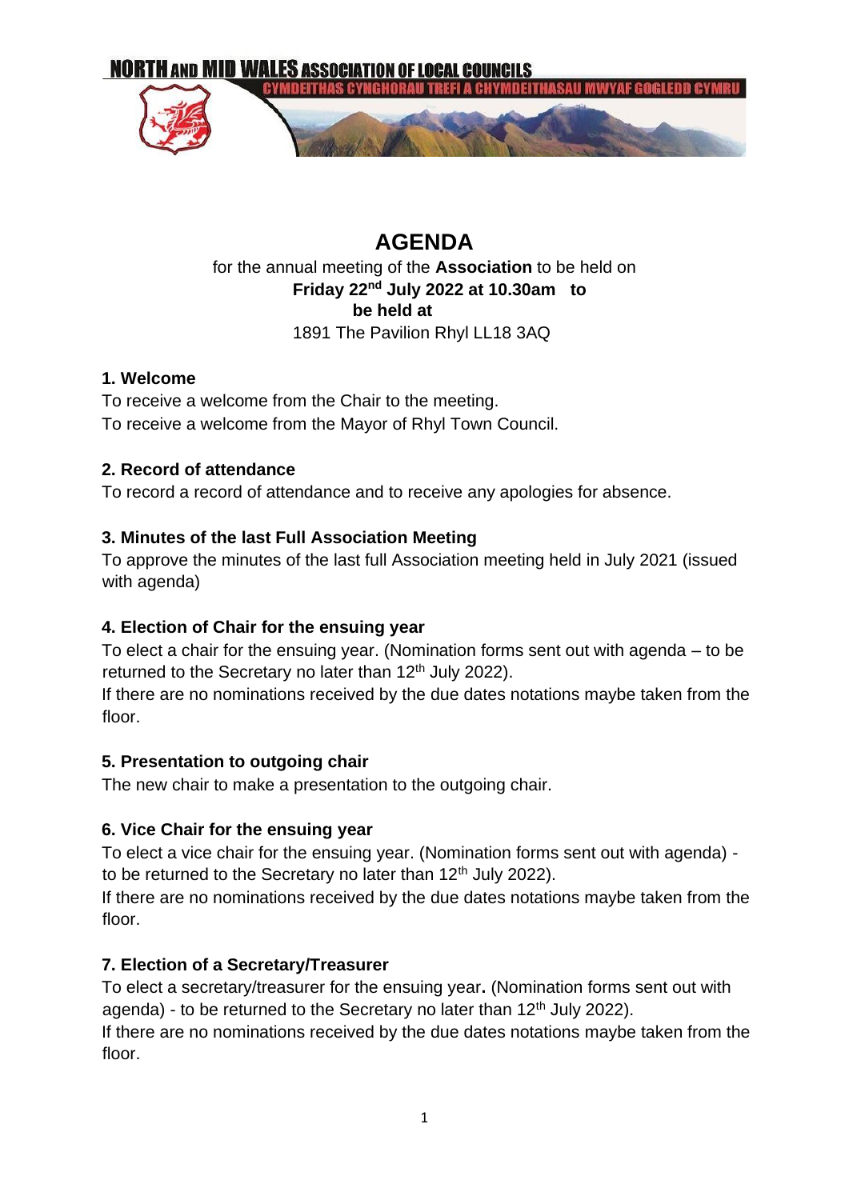NORTH AND MID WALES ASSOCIATION OF LOCAL COUNCILS

CYMDEITHAS CYNGHORAU TREFI A CHYMDEITHASAU MWYAF GOGLEDD CYMRU

# AGENDA

for the annual meeting of the **Association** to be held on
**Friday 22nd July 2022 at 10.30am to be held at**
1891 The Pavilion Rhyl LL18 3AQ

**1. Welcome**

To receive a welcome from the Chair to the meeting.
To receive a welcome from the Mayor of Rhyl Town Council.

**2. Record of attendance**

To record a record of attendance and to receive any apologies for absence.

**3. Minutes of the last Full Association Meeting**

To approve the minutes of the last full Association meeting held in July 2021 (issued with agenda)

**4. Election of Chair for the ensuing year**

To elect a chair for the ensuing year. (Nomination forms sent out with agenda – to be returned to the Secretary no later than 12th July 2022).
If there are no nominations received by the due dates notations maybe taken from the floor.

**5. Presentation to outgoing chair**

The new chair to make a presentation to the outgoing chair.

**6. Vice Chair for the ensuing year**

To elect a vice chair for the ensuing year. (Nomination forms sent out with agenda) - to be returned to the Secretary no later than 12th July 2022).
If there are no nominations received by the due dates notations maybe taken from the floor.

**7. Election of a Secretary/Treasurer**

To elect a secretary/treasurer for the ensuing year**.** (Nomination forms sent out with agenda) - to be returned to the Secretary no later than 12th July 2022).
If there are no nominations received by the due dates notations maybe taken from the floor.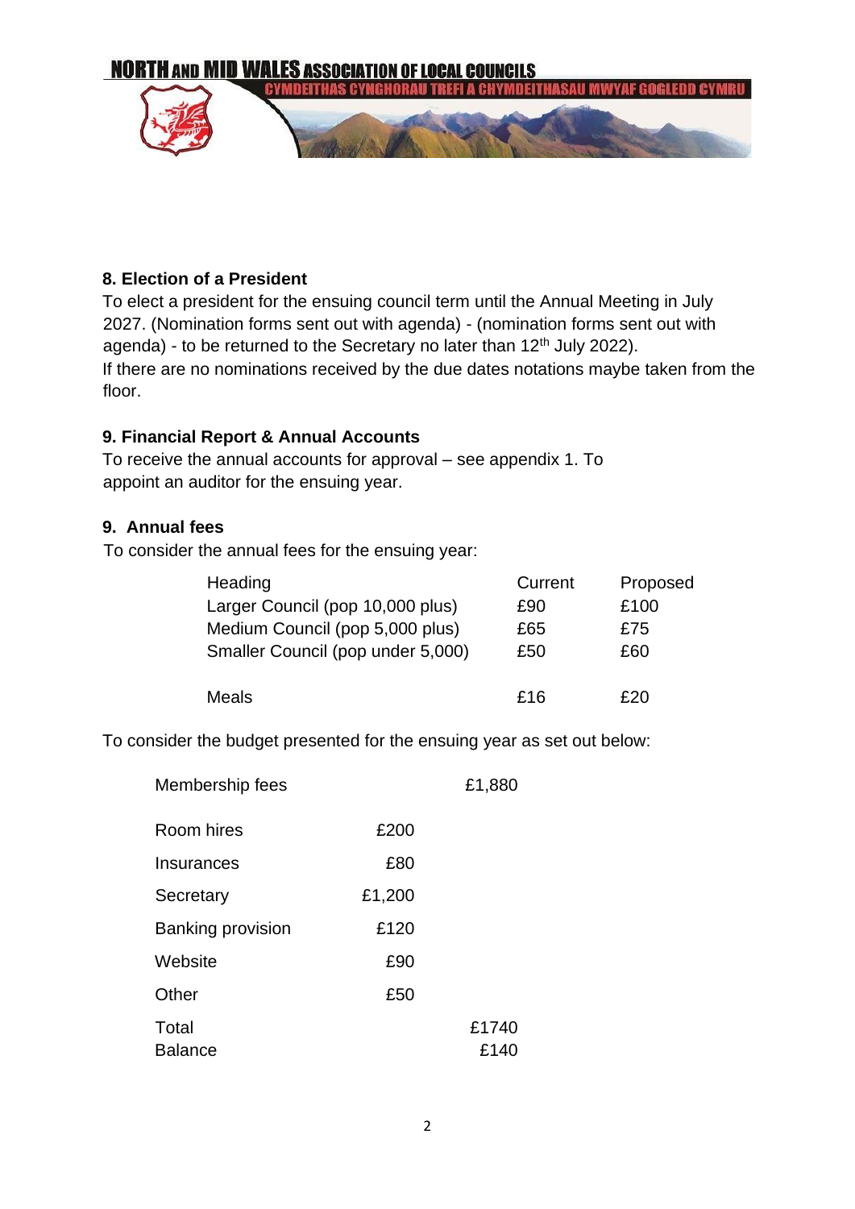## 8. Election of a President

To elect a president for the ensuing council term until the Annual Meeting in July 2027. (Nomination forms sent out with agenda) - (nomination forms sent out with agenda) - to be returned to the Secretary no later than 12th July 2022).

If there are no nominations received by the due dates notations maybe taken from the floor.

## 9. Financial Report & Annual Accounts

To receive the annual accounts for approval – see appendix 1. To appoint an auditor for the ensuing year.

## 9. Annual fees

To consider the annual fees for the ensuing year:

| Heading | Current | Proposed |
|---|---|---|
| Larger Council (pop 10,000 plus) | £90 | £100 |
| Medium Council (pop 5,000 plus) | £65 | £75 |
| Smaller Council (pop under 5,000) | £50 | £60 |
| | | |
| Meals | £16 | £20 |

To consider the budget presented for the ensuing year as set out below:

| | | |
|---|---|---|
| Membership fees | | £1,880 |
| Room hires | £200 | |
| Insurances | £80 | |
| Secretary | £1,200 | |
| Banking provision | £120 | |
| Website | £90 | |
| Other | £50 | |
| Total | | £1740 |
| Balance | | £140 |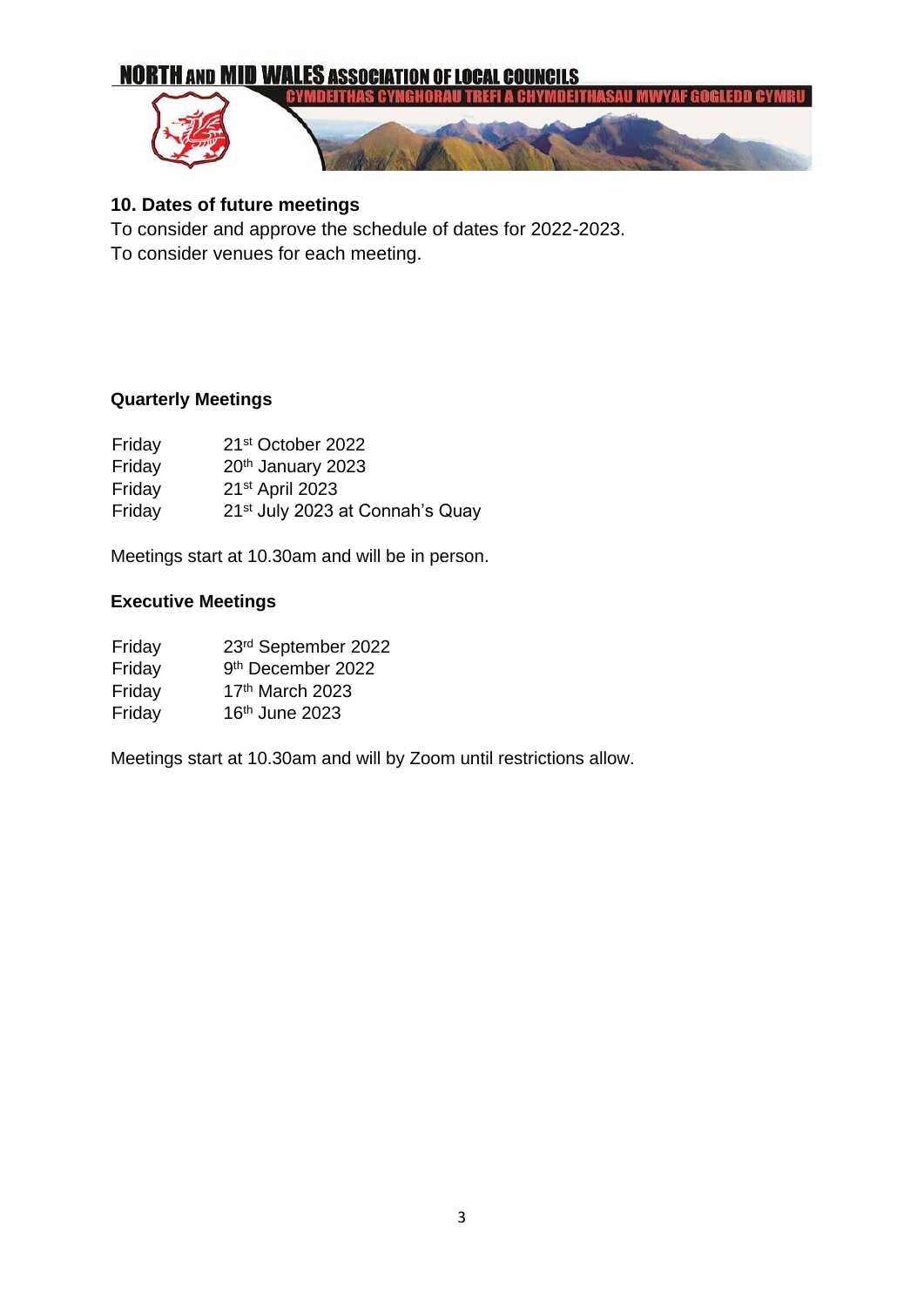## 10. Dates of future meetings

To consider and approve the schedule of dates for 2022-2023.
To consider venues for each meeting.

### Quarterly Meetings

| | |
|---|---|
| Friday | 21st October 2022 |
| Friday | 20th January 2023 |
| Friday | 21st April 2023 |
| Friday | 21st July 2023 at Connah's Quay |

Meetings start at 10.30am and will be in person.

### Executive Meetings

| | |
|---|---|
| Friday | 23rd September 2022 |
| Friday | 9th December 2022 |
| Friday | 17th March 2023 |
| Friday | 16th June 2023 |

Meetings start at 10.30am and will by Zoom until restrictions allow.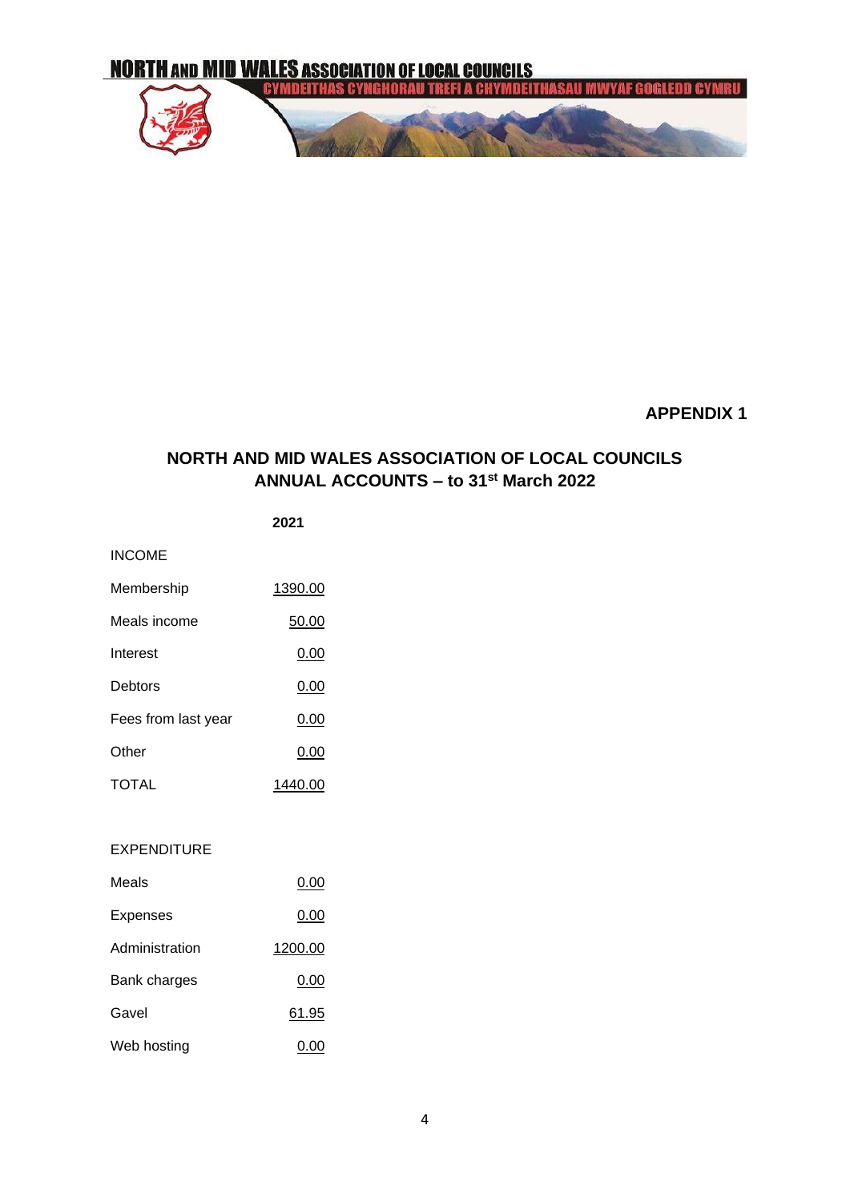**APPENDIX 1**

## NORTH AND MID WALES ASSOCIATION OF LOCAL COUNCILS
## ANNUAL ACCOUNTS – to 31st March 2022

| | 2021 |
|---|---|
| INCOME | |
| Membership | 1390.00 |
| Meals income | 50.00 |
| Interest | 0.00 |
| Debtors | 0.00 |
| Fees from last year | 0.00 |
| Other | 0.00 |
| TOTAL | 1440.00 |
| | |
| EXPENDITURE | |
| Meals | 0.00 |
| Expenses | 0.00 |
| Administration | 1200.00 |
| Bank charges | 0.00 |
| Gavel | 61.95 |
| Web hosting | 0.00 |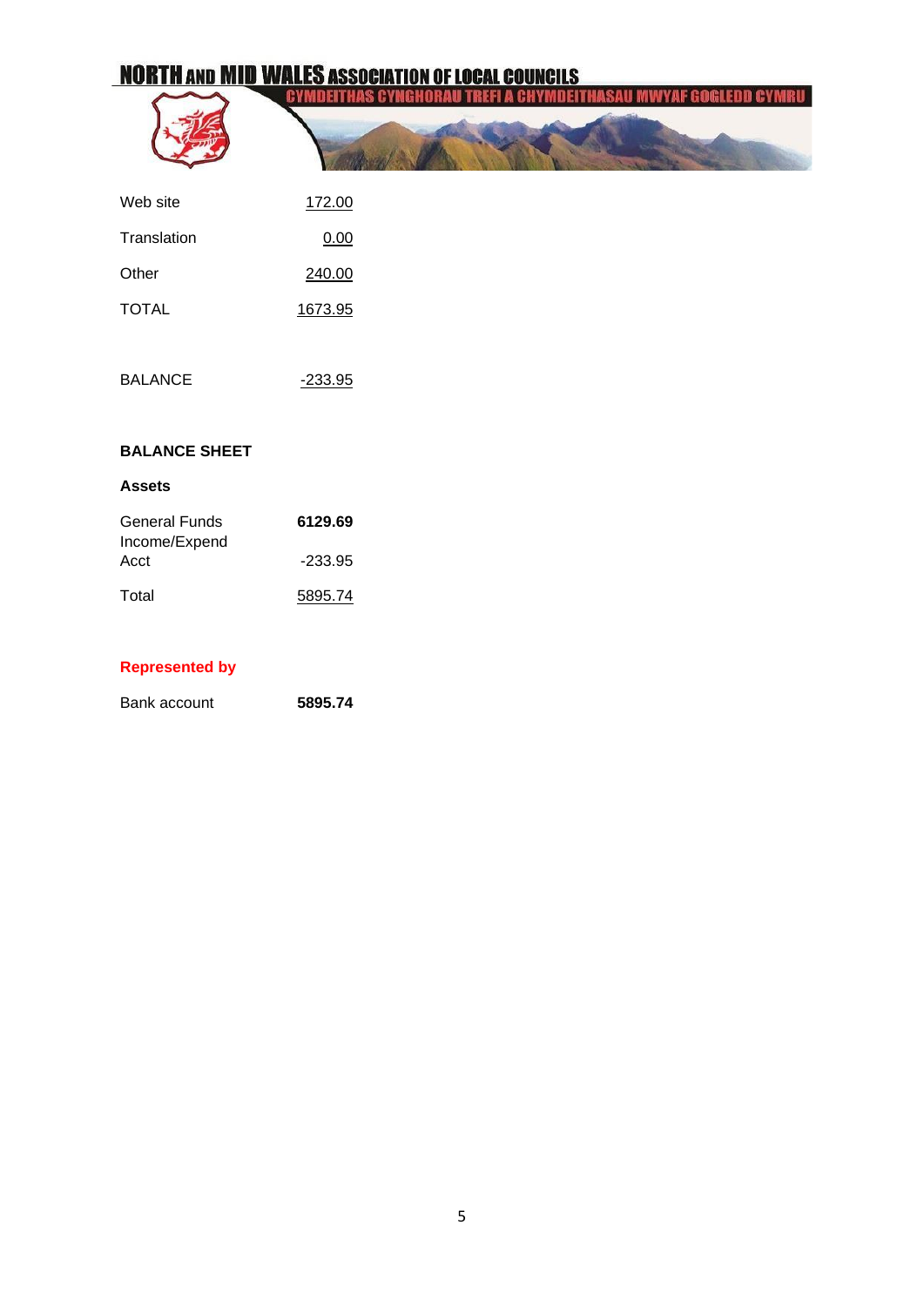| | |
|---|---|
| Web site | 172.00 |
| Translation | 0.00 |
| Other | 240.00 |
| TOTAL | 1673.95 |

| | |
|---|---|
| BALANCE | -233.95 |

**BALANCE SHEET**

**Assets**

| | |
|---|---|
| General Funds | **6129.69** |
| Income/Expend Acct | -233.95 |
| Total | 5895.74 |

**Represented by**

| | |
|---|---|
| Bank account | **5895.74** |